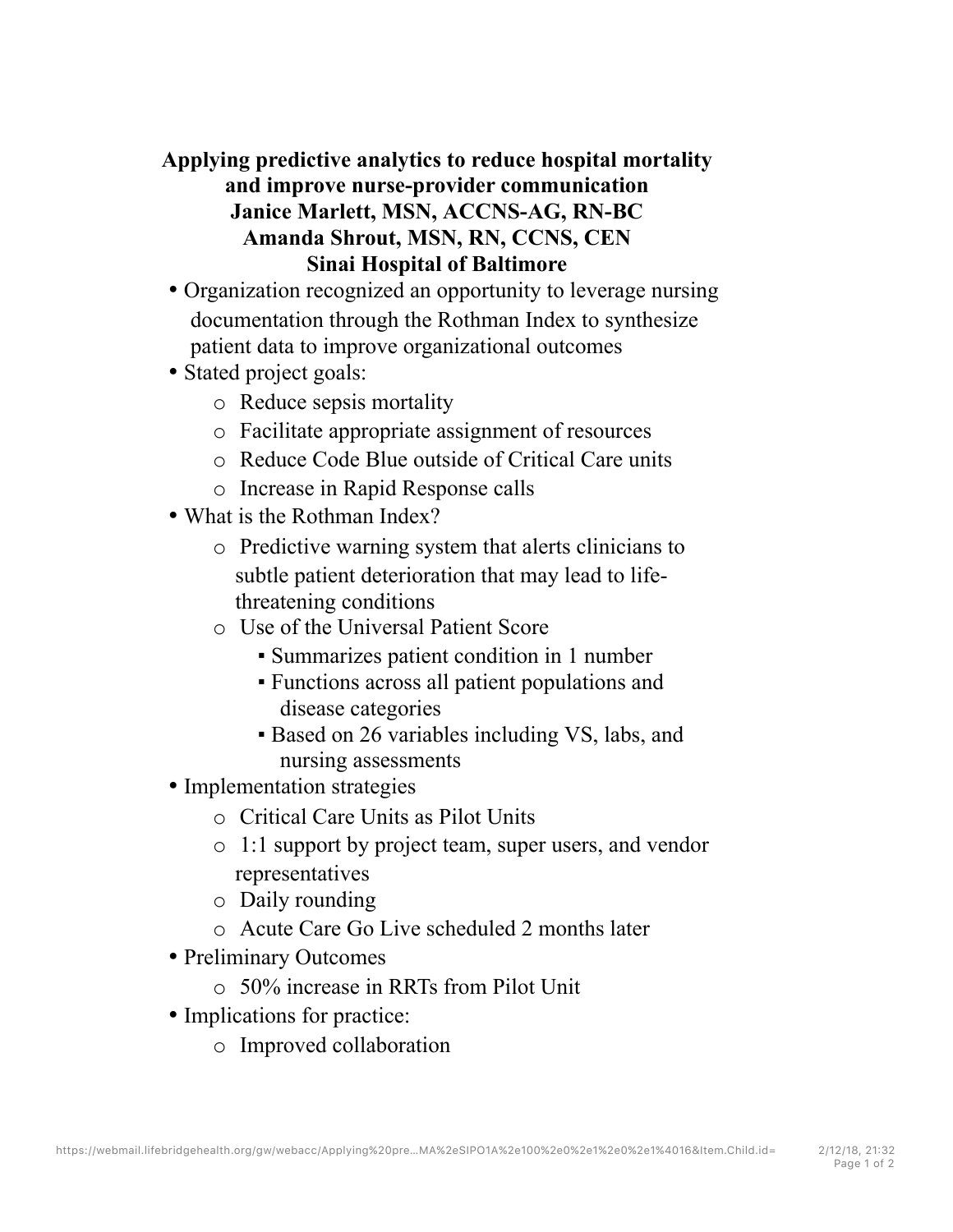# Applying predictive analytics to reduce hospital mortality and improve nurse-provider communication

**Janice Marlett, MSN, ACCNS-AG, RN-BC**
**Amanda Shrout, MSN, RN, CCNS, CEN**
**Sinai Hospital of Baltimore**

- Organization recognized an opportunity to leverage nursing documentation through the Rothman Index to synthesize patient data to improve organizational outcomes
- Stated project goals:
  - Reduce sepsis mortality
  - Facilitate appropriate assignment of resources
  - Reduce Code Blue outside of Critical Care units
  - Increase in Rapid Response calls
- What is the Rothman Index?
  - Predictive warning system that alerts clinicians to subtle patient deterioration that may lead to life-threatening conditions
  - Use of the Universal Patient Score
    - Summarizes patient condition in 1 number
    - Functions across all patient populations and disease categories
    - Based on 26 variables including VS, labs, and nursing assessments
- Implementation strategies
  - Critical Care Units as Pilot Units
  - 1:1 support by project team, super users, and vendor representatives
  - Daily rounding
  - Acute Care Go Live scheduled 2 months later
- Preliminary Outcomes
  - 50% increase in RRTs from Pilot Unit
- Implications for practice:
  - Improved collaboration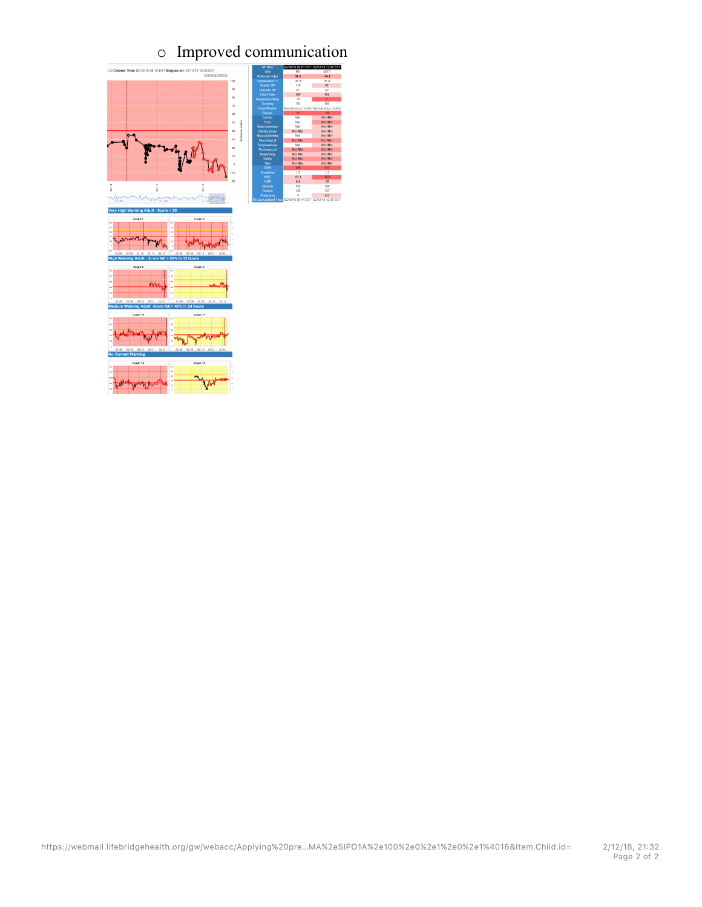- Improved communication

20 Created Time: 02/10/18 06:18 EST Elapses on: 02/13/18 12:00 EST
Warning History

100
90
80
70
60
50
40
30
20
10
0
-10
-20

Rothman Index

02/10
02/11
02/12

| RI Time | 02/10/18 09:01 EST | 02/12/18 12:00 EST |
|---|---|---|
| Unit | B6 | 4ST3 |
| Rothman Index | 34.3 | 14.7 |
| Temperature °C | 36.4 | 36.4 |
| Systolic BP | 116 | 87 |
| Diastolic BP | 81 | 62 |
| Heart Rate | 100 | 102 |
| Respiratory Rate | 18 | 7 |
| Oximetry | 93 | 100 |
| Heart Rhythm | Normal sinus rhythm | Normal sinus rhythm |
| Braden | 11 | 10 |
| Cardiac | Met | Not Met |
| Food | Met | Not Met |
| Gastrointestinal | Met | Not Met |
| Genitourinary | Not Met | Not Met |
| Musculoskeletal | Met | Not Met |
| Neurological | Not Met | Not Met |
| Peripheral/vasc | Met | Not Met |
| Psychosocial | Not Met | Not Met |
| Respiratory | Not Met | Not Met |
| Safety | Not Met | Not Met |
| Skin | Not Met | Not Met |
| BUN | 106 | 114 |
| Creatinine | 1.3 | 1.5 |
| WBC | 15.3 | 19.2 |
| HGB | 9.4 | 10 |
| Chloride | 105 | 108 |
| Sodium | 139 | 137 |
| Potassium | 4 | 6.5 |
| RI Last Updated Time | 02/10/18 09:11 EST | 02/12/18 12:35 EST |

**Very High Warning Adult - Score < 20**

Graph 1
Graph 2

02/08 02/09 02/10 02/11 02/12

**High Warning Adult - Score fell > 50% in 12 hours**

Graph 8
Graph 9

02/08 02/09 02/10 02/11 02/12

**Medium Warning Adult -Score fell > 40% in 24 hours**

Graph 10
Graph 11

02/08 02/09 02/10 02/11 02/12

**No Current Warning**

Graph 12
Graph 13